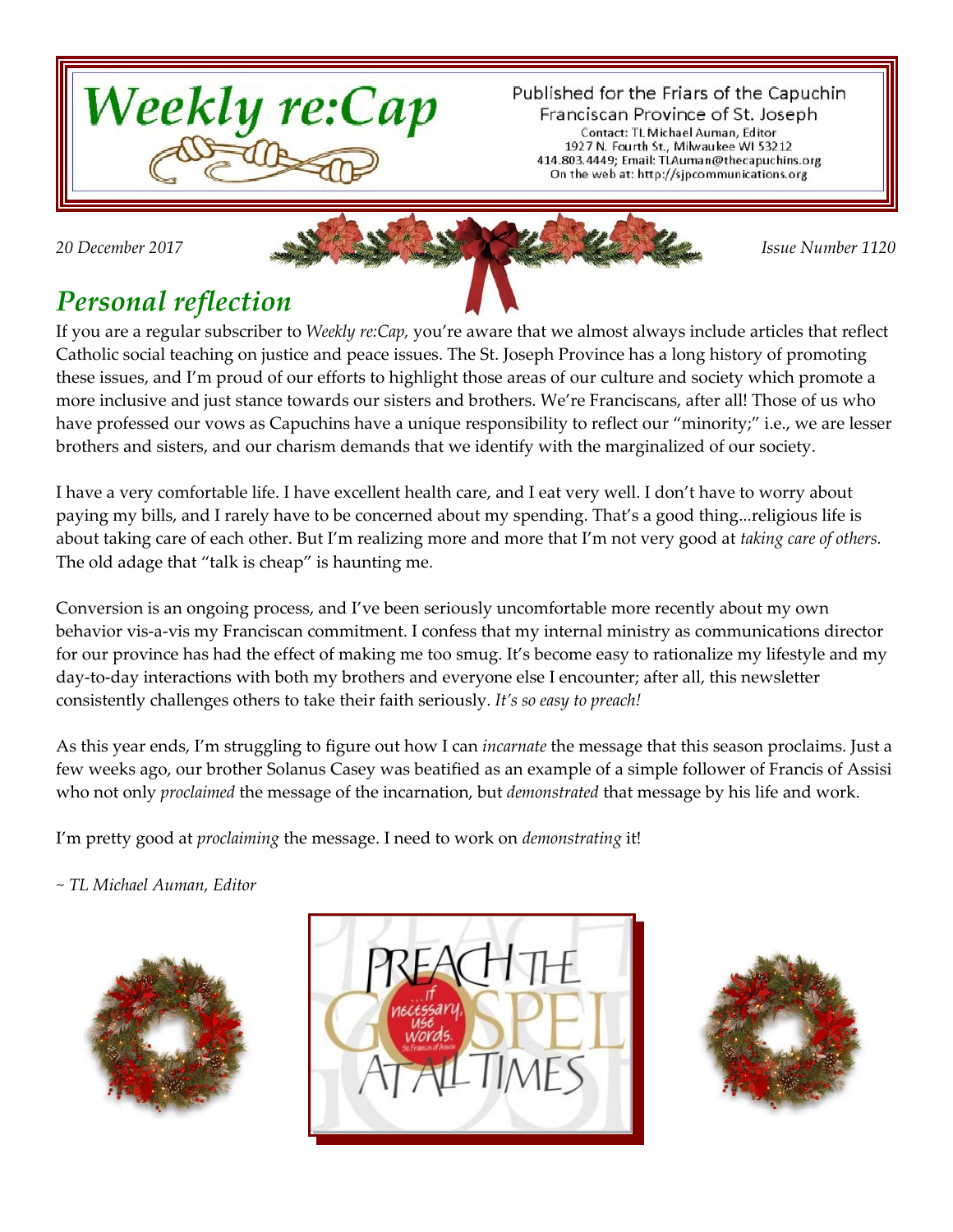# Weekly re:Cap

Published for the Friars of the Capuchin Franciscan Province of St. Joseph
Contact: TL Michael Auman, Editor
1927 N. Fourth St., Milwaukee WI 53212
414.803.4449; Email: TLAuman@thecapuchins.org
On the web at: http://sjpcommunications.org

*20 December 2017* *Issue Number 1120*

## *Personal reflection*

If you are a regular subscriber to *Weekly re:Cap,* you're aware that we almost always include articles that reflect Catholic social teaching on justice and peace issues. The St. Joseph Province has a long history of promoting these issues, and I'm proud of our efforts to highlight those areas of our culture and society which promote a more inclusive and just stance towards our sisters and brothers. We're Franciscans, after all! Those of us who have professed our vows as Capuchins have a unique responsibility to reflect our "minority;" i.e., we are lesser brothers and sisters, and our charism demands that we identify with the marginalized of our society.

I have a very comfortable life. I have excellent health care, and I eat very well. I don't have to worry about paying my bills, and I rarely have to be concerned about my spending. That's a good thing...religious life is about taking care of each other. But I'm realizing more and more that I'm not very good at *taking care of others.* The old adage that "talk is cheap" is haunting me.

Conversion is an ongoing process, and I've been seriously uncomfortable more recently about my own behavior vis-a-vis my Franciscan commitment. I confess that my internal ministry as communications director for our province has had the effect of making me too smug. It's become easy to rationalize my lifestyle and my day-to-day interactions with both my brothers and everyone else I encounter; after all, this newsletter consistently challenges others to take their faith seriously. *It's so easy to preach!*

As this year ends, I'm struggling to figure out how I can *incarnate* the message that this season proclaims. Just a few weeks ago, our brother Solanus Casey was beatified as an example of a simple follower of Francis of Assisi who not only *proclaimed* the message of the incarnation, but *demonstrated* that message by his life and work.

I'm pretty good at *proclaiming* the message. I need to work on *demonstrating* it!

*~ TL Michael Auman, Editor*

PREACH THE GOSPEL AT ALL TIMES ...if necessary, use words. St. Francis of Assisi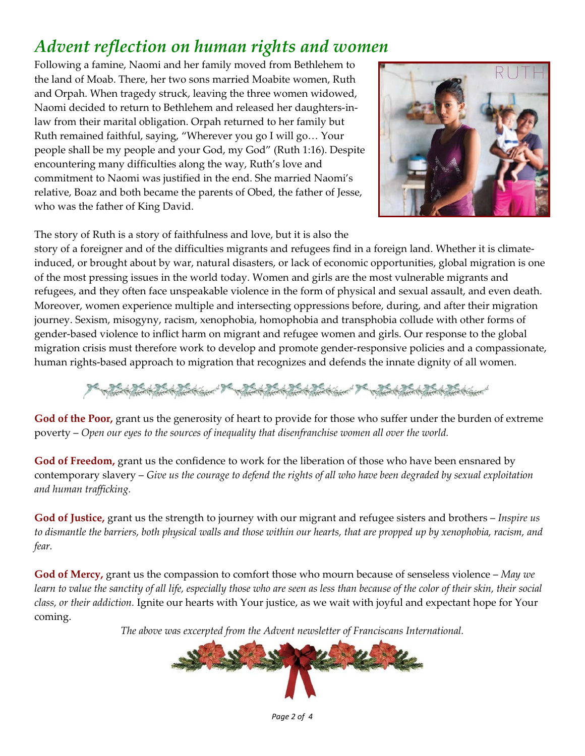# *Advent reflection on human rights and women*

Following a famine, Naomi and her family moved from Bethlehem to the land of Moab. There, her two sons married Moabite women, Ruth and Orpah. When tragedy struck, leaving the three women widowed, Naomi decided to return to Bethlehem and released her daughters-in-law from their marital obligation. Orpah returned to her family but Ruth remained faithful, saying, "Wherever you go I will go… Your people shall be my people and your God, my God" (Ruth 1:16). Despite encountering many difficulties along the way, Ruth's love and commitment to Naomi was justified in the end. She married Naomi's relative, Boaz and both became the parents of Obed, the father of Jesse, who was the father of King David.

The story of Ruth is a story of faithfulness and love, but it is also the story of a foreigner and of the difficulties migrants and refugees find in a foreign land. Whether it is climate-induced, or brought about by war, natural disasters, or lack of economic opportunities, global migration is one of the most pressing issues in the world today. Women and girls are the most vulnerable migrants and refugees, and they often face unspeakable violence in the form of physical and sexual assault, and even death. Moreover, women experience multiple and intersecting oppressions before, during, and after their migration journey. Sexism, misogyny, racism, xenophobia, homophobia and transphobia collude with other forms of gender-based violence to inflict harm on migrant and refugee women and girls. Our response to the global migration crisis must therefore work to develop and promote gender-responsive policies and a compassionate, human rights-based approach to migration that recognizes and defends the innate dignity of all women.

**God of the Poor,** grant us the generosity of heart to provide for those who suffer under the burden of extreme poverty – *Open our eyes to the sources of inequality that disenfranchise women all over the world.*

**God of Freedom,** grant us the confidence to work for the liberation of those who have been ensnared by contemporary slavery – *Give us the courage to defend the rights of all who have been degraded by sexual exploitation and human trafficking.*

**God of Justice,** grant us the strength to journey with our migrant and refugee sisters and brothers – *Inspire us to dismantle the barriers, both physical walls and those within our hearts, that are propped up by xenophobia, racism, and fear.*

**God of Mercy,** grant us the compassion to comfort those who mourn because of senseless violence – *May we learn to value the sanctity of all life, especially those who are seen as less than because of the color of their skin, their social class, or their addiction.* Ignite our hearts with Your justice, as we wait with joyful and expectant hope for Your coming.

*The above was excerpted from the Advent newsletter of Franciscans International.*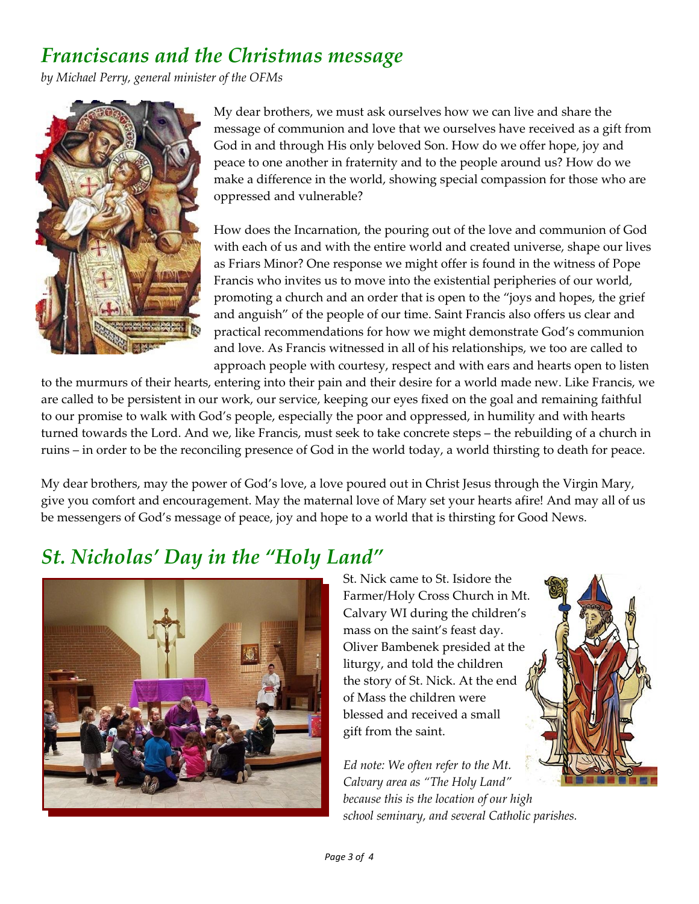## *Franciscans and the Christmas message*

*by Michael Perry, general minister of the OFMs*

My dear brothers, we must ask ourselves how we can live and share the message of communion and love that we ourselves have received as a gift from God in and through His only beloved Son. How do we offer hope, joy and peace to one another in fraternity and to the people around us? How do we make a difference in the world, showing special compassion for those who are oppressed and vulnerable?

How does the Incarnation, the pouring out of the love and communion of God with each of us and with the entire world and created universe, shape our lives as Friars Minor? One response we might offer is found in the witness of Pope Francis who invites us to move into the existential peripheries of our world, promoting a church and an order that is open to the "joys and hopes, the grief and anguish" of the people of our time. Saint Francis also offers us clear and practical recommendations for how we might demonstrate God's communion and love. As Francis witnessed in all of his relationships, we too are called to approach people with courtesy, respect and with ears and hearts open to listen to the murmurs of their hearts, entering into their pain and their desire for a world made new. Like Francis, we are called to be persistent in our work, our service, keeping our eyes fixed on the goal and remaining faithful to our promise to walk with God's people, especially the poor and oppressed, in humility and with hearts turned towards the Lord. And we, like Francis, must seek to take concrete steps – the rebuilding of a church in ruins – in order to be the reconciling presence of God in the world today, a world thirsting to death for peace.

My dear brothers, may the power of God's love, a love poured out in Christ Jesus through the Virgin Mary, give you comfort and encouragement. May the maternal love of Mary set your hearts afire! And may all of us be messengers of God's message of peace, joy and hope to a world that is thirsting for Good News.

## *St. Nicholas' Day in the "Holy Land"*

St. Nick came to St. Isidore the Farmer/Holy Cross Church in Mt. Calvary WI during the children's mass on the saint's feast day. Oliver Bambenek presided at the liturgy, and told the children the story of St. Nick. At the end of Mass the children were blessed and received a small gift from the saint.

*Ed note: We often refer to the Mt. Calvary area as "The Holy Land" because this is the location of our high school seminary, and several Catholic parishes.*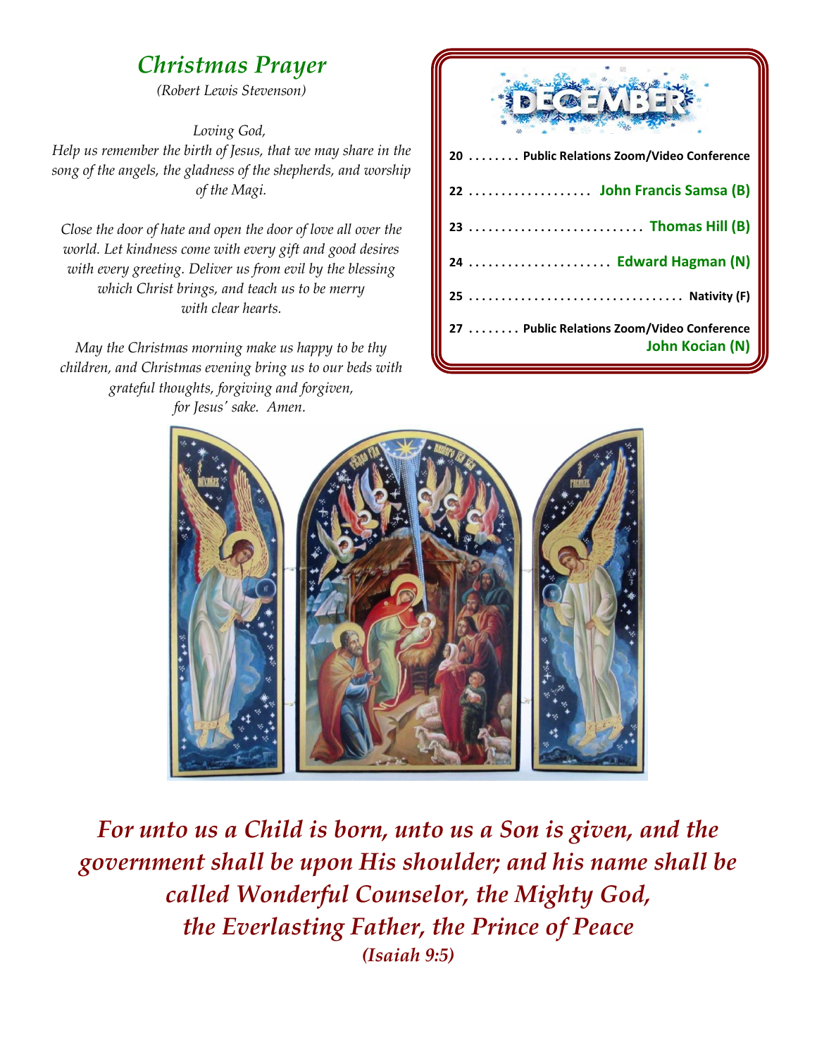## *Christmas Prayer*

*(Robert Lewis Stevenson)*

*Loving God,*
*Help us remember the birth of Jesus, that we may share in the song of the angels, the gladness of the shepherds, and worship of the Magi.*

*Close the door of hate and open the door of love all over the world. Let kindness come with every gift and good desires with every greeting. Deliver us from evil by the blessing which Christ brings, and teach us to be merry with clear hearts.*

*May the Christmas morning make us happy to be thy children, and Christmas evening bring us to our beds with grateful thoughts, forgiving and forgiven, for Jesus' sake. Amen.*

## DECEMBER

**20** ........ **Public Relations Zoom/Video Conference**

**22** .................. **John Francis Samsa (B)**

**23** .......................... **Thomas Hill (B)**

**24** ..................... **Edward Hagman (N)**

**25** ................................ **Nativity (F)**

**27** ........ **Public Relations Zoom/Video Conference**
**John Kocian (N)**

***For unto us a Child is born, unto us a Son is given, and the government shall be upon His shoulder; and his name shall be called Wonderful Counselor, the Mighty God, the Everlasting Father, the Prince of Peace***

***(Isaiah 9:5)***